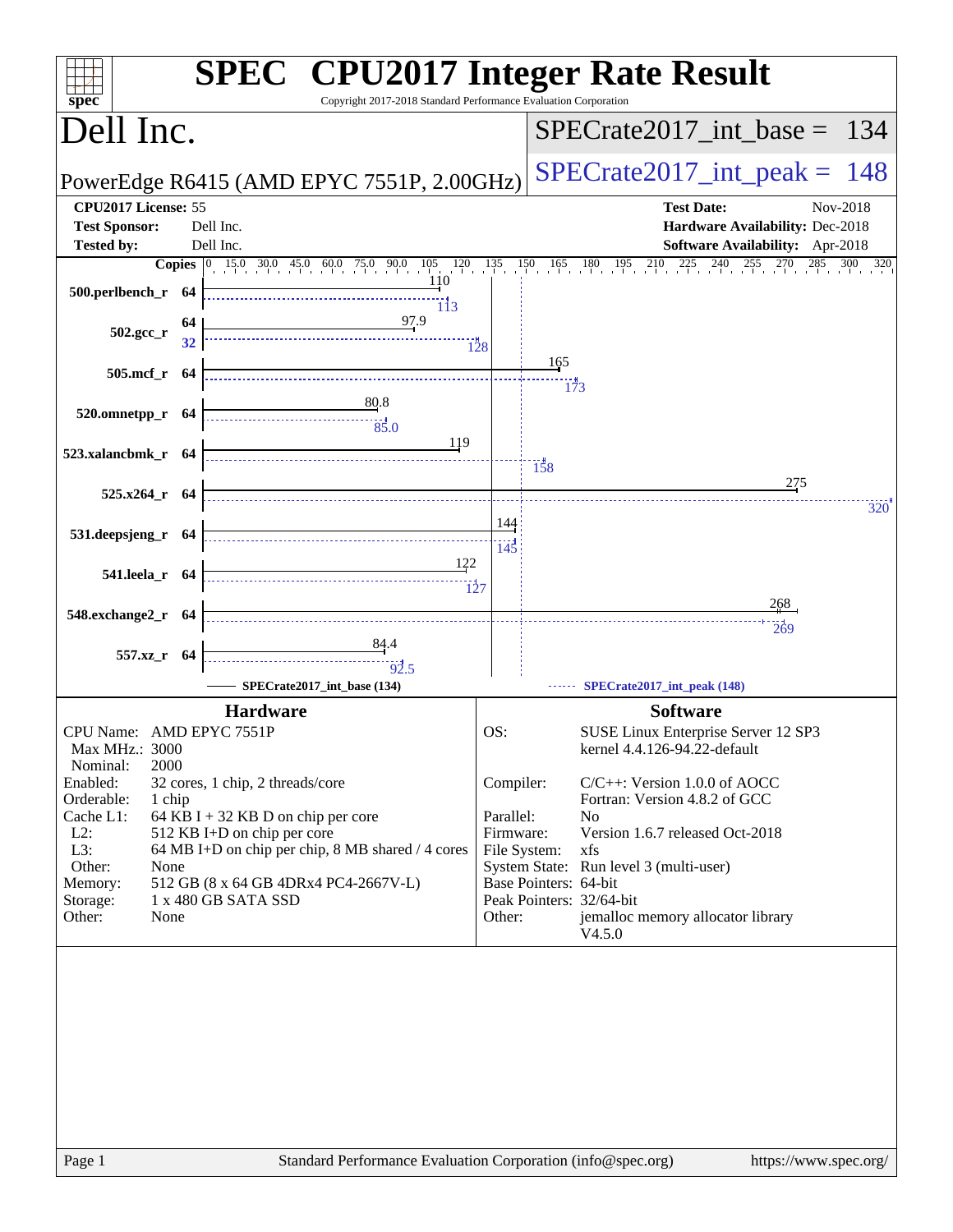# SPEC CPU2017 Integer Rate Result

Copyright 2017-2018 Standard Performance Evaluation Corporation

## Dell Inc.

PowerEdge R6415 (AMD EPYC 7551P, 2.00GHz)

SPECrate2017_int_base = 134

SPECrate2017_int_peak = 148

| | | | |
|---|---|---|---|
| **CPU2017 License:** | 55 | **Test Date:** | Nov-2018 |
| **Test Sponsor:** | Dell Inc. | **Hardware Availability:** | Dec-2018 |
| **Tested by:** | Dell Inc. | **Software Availability:** | Apr-2018 |

| Benchmark | Copies | Base | Peak |
|---|---|---|---|
| 500.perlbench_r | 64 | 110 | 113 |
| 502.gcc_r | 64 (base) / 32 (peak) | 97.9 | 128 |
| 505.mcf_r | 64 | 165 | 173 |
| 520.omnetpp_r | 64 | 80.8 | 85.0 |
| 523.xalancbmk_r | 64 | 119 | 158 |
| 525.x264_r | 64 | 275 | 320 |
| 531.deepsjeng_r | 64 | 144 | 145 |
| 541.leela_r | 64 | 122 | 127 |
| 548.exchange2_r | 64 | 268 | 269 |
| 557.xz_r | 64 | 84.4 | 92.5 |

SPECrate2017_int_base (134) — SPECrate2017_int_peak (148)

### Hardware

| | |
|---|---|
| CPU Name: | AMD EPYC 7551P |
| Max MHz.: | 3000 |
| Nominal: | 2000 |
| Enabled: | 32 cores, 1 chip, 2 threads/core |
| Orderable: | 1 chip |
| Cache L1: | 64 KB I + 32 KB D on chip per core |
| L2: | 512 KB I+D on chip per core |
| L3: | 64 MB I+D on chip per chip, 8 MB shared / 4 cores |
| Other: | None |
| Memory: | 512 GB (8 x 64 GB 4DRx4 PC4-2667V-L) |
| Storage: | 1 x 480 GB SATA SSD |
| Other: | None |

### Software

| | |
|---|---|
| OS: | SUSE Linux Enterprise Server 12 SP3 kernel 4.4.126-94.22-default |
| Compiler: | C/C++: Version 1.0.0 of AOCC Fortran: Version 4.8.2 of GCC |
| Parallel: | No |
| Firmware: | Version 1.6.7 released Oct-2018 |
| File System: | xfs |
| System State: | Run level 3 (multi-user) |
| Base Pointers: | 64-bit |
| Peak Pointers: | 32/64-bit |
| Other: | jemalloc memory allocator library V4.5.0 |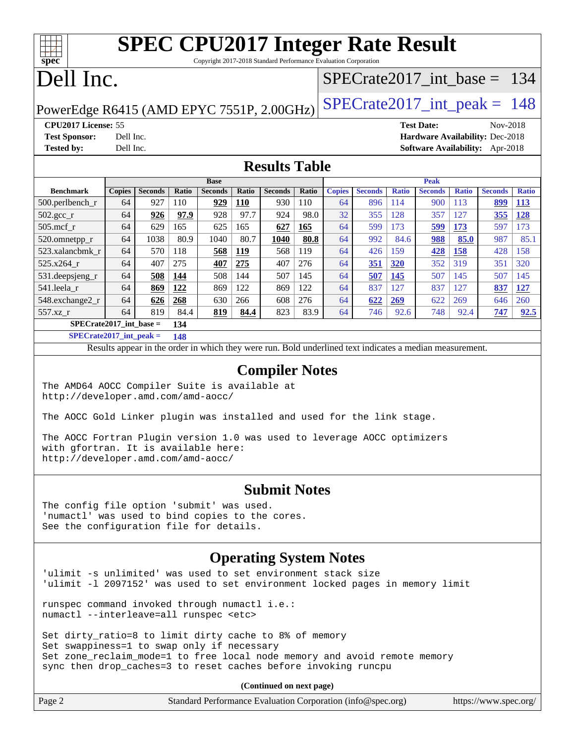# SPEC CPU2017 Integer Rate Result

Copyright 2017-2018 Standard Performance Evaluation Corporation

# Dell Inc.

PowerEdge R6415 (AMD EPYC 7551P, 2.00GHz)

SPECrate2017_int_base = 134

SPECrate2017_int_peak = 148

**CPU2017 License:** 55
**Test Sponsor:** Dell Inc.
**Tested by:** Dell Inc.

**Test Date:** Nov-2018
**Hardware Availability:** Dec-2018
**Software Availability:** Apr-2018

## Results Table

| Benchmark | Base | | | | | | | Peak | | | | | | |
|---|---|---|---|---|---|---|---|---|---|---|---|---|---|---|
| | Copies | Seconds | Ratio | Seconds | Ratio | Seconds | Ratio | Copies | Seconds | Ratio | Seconds | Ratio | Seconds | Ratio |
| 500.perlbench_r | 64 | 927 | 110 | **929** | **110** | 930 | 110 | 64 | 896 | 114 | 900 | 113 | **899** | **113** |
| 502.gcc_r | 64 | **926** | **97.9** | 928 | 97.7 | 924 | 98.0 | 32 | 355 | 128 | 357 | 127 | **355** | **128** |
| 505.mcf_r | 64 | 629 | 165 | 625 | 165 | **627** | **165** | 64 | 599 | 173 | **599** | **173** | 597 | 173 |
| 520.omnetpp_r | 64 | 1038 | 80.9 | 1040 | 80.7 | **1040** | **80.8** | 64 | 992 | 84.6 | **988** | **85.0** | 987 | 85.1 |
| 523.xalancbmk_r | 64 | 570 | 118 | **568** | **119** | 568 | 119 | 64 | 426 | 159 | **428** | **158** | 428 | 158 |
| 525.x264_r | 64 | 407 | 275 | **407** | **275** | 407 | 276 | 64 | **351** | **320** | 352 | 319 | 351 | 320 |
| 531.deepsjeng_r | 64 | **508** | **144** | 508 | 144 | 507 | 145 | 64 | **507** | **145** | 507 | 145 | 507 | 145 |
| 541.leela_r | 64 | **869** | **122** | 869 | 122 | 869 | 122 | 64 | 837 | 127 | 837 | 127 | **837** | **127** |
| 548.exchange2_r | 64 | **626** | **268** | 630 | 266 | 608 | 276 | 64 | **622** | **269** | 622 | 269 | 646 | 260 |
| 557.xz_r | 64 | 819 | 84.4 | **819** | **84.4** | 823 | 83.9 | 64 | 746 | 92.6 | 748 | 92.4 | **747** | **92.5** |

**SPECrate2017_int_base =** **134**

**SPECrate2017_int_peak =** **148**

Results appear in the order in which they were run. Bold underlined text indicates a median measurement.

## Compiler Notes

```
The AMD64 AOCC Compiler Suite is available at
http://developer.amd.com/amd-aocc/

The AOCC Gold Linker plugin was installed and used for the link stage.

The AOCC Fortran Plugin version 1.0 was used to leverage AOCC optimizers
with gfortran. It is available here:
http://developer.amd.com/amd-aocc/
```

## Submit Notes

```
The config file option 'submit' was used.
'numactl' was used to bind copies to the cores.
See the configuration file for details.
```

## Operating System Notes

```
'ulimit -s unlimited' was used to set environment stack size
'ulimit -l 2097152' was used to set environment locked pages in memory limit

runspec command invoked through numactl i.e.:
numactl --interleave=all runspec <etc>

Set dirty_ratio=8 to limit dirty cache to 8% of memory
Set swappiness=1 to swap only if necessary
Set zone_reclaim_mode=1 to free local node memory and avoid remote memory
sync then drop_caches=3 to reset caches before invoking runcpu
```

**(Continued on next page)**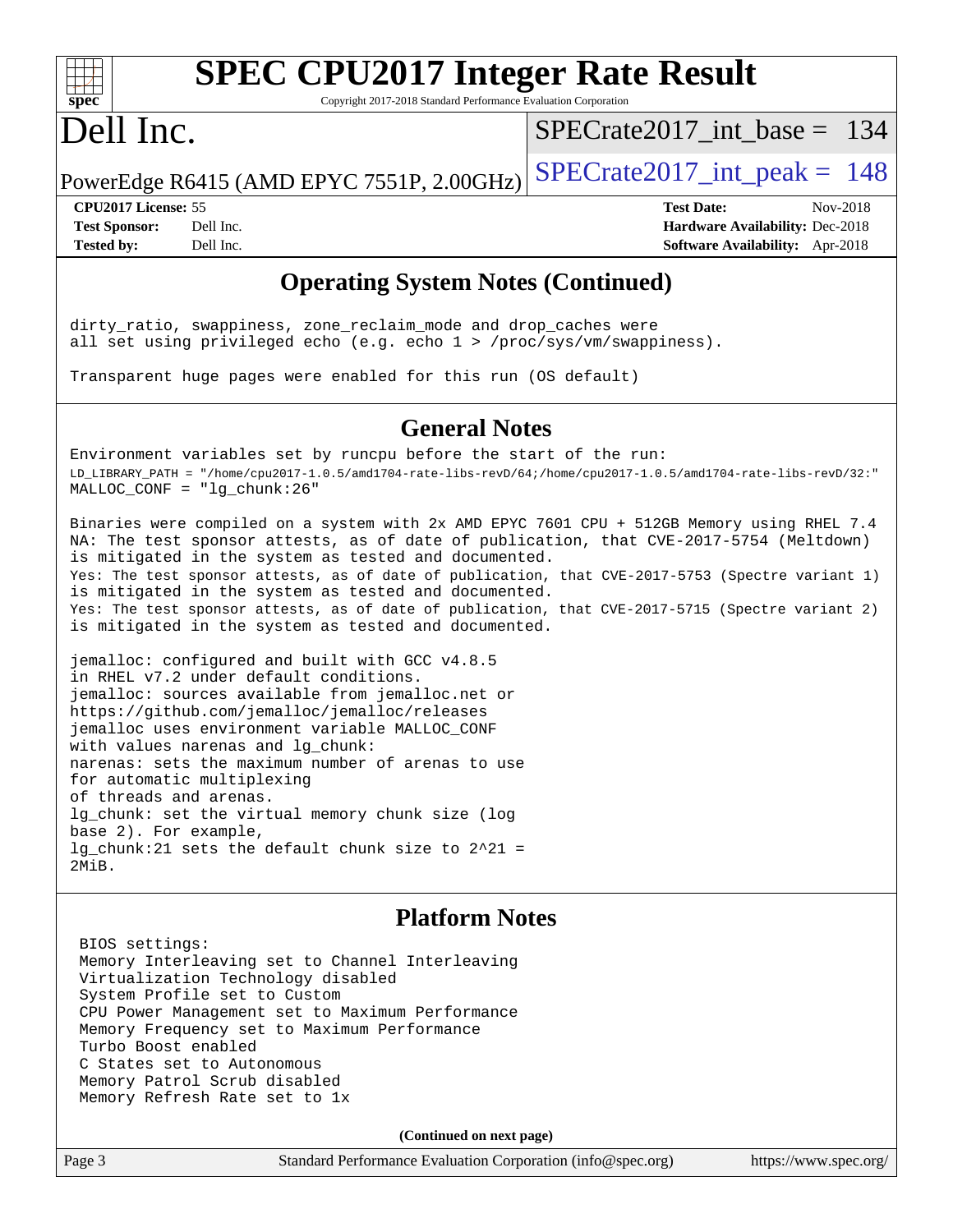## Operating System Notes (Continued)

```
dirty_ratio, swappiness, zone_reclaim_mode and drop_caches were
all set using privileged echo (e.g. echo 1 > /proc/sys/vm/swappiness).

Transparent huge pages were enabled for this run (OS default)
```

## General Notes

```
Environment variables set by runcpu before the start of the run:
LD_LIBRARY_PATH = "/home/cpu2017-1.0.5/amd1704-rate-libs-revD/64;/home/cpu2017-1.0.5/amd1704-rate-libs-revD/32:"
MALLOC_CONF = "lg_chunk:26"

Binaries were compiled on a system with 2x AMD EPYC 7601 CPU + 512GB Memory using RHEL 7.4
NA: The test sponsor attests, as of date of publication, that CVE-2017-5754 (Meltdown)
is mitigated in the system as tested and documented.
Yes: The test sponsor attests, as of date of publication, that CVE-2017-5753 (Spectre variant 1)
is mitigated in the system as tested and documented.
Yes: The test sponsor attests, as of date of publication, that CVE-2017-5715 (Spectre variant 2)
is mitigated in the system as tested and documented.

jemalloc: configured and built with GCC v4.8.5
in RHEL v7.2 under default conditions.
jemalloc: sources available from jemalloc.net or
https://github.com/jemalloc/jemalloc/releases
jemalloc uses environment variable MALLOC_CONF
with values narenas and lg_chunk:
narenas: sets the maximum number of arenas to use
for automatic multiplexing
of threads and arenas.
lg_chunk: set the virtual memory chunk size (log
base 2). For example,
lg_chunk:21 sets the default chunk size to 2^21 =
2MiB.
```

## Platform Notes

```
BIOS settings:
Memory Interleaving set to Channel Interleaving
Virtualization Technology disabled
System Profile set to Custom
CPU Power Management set to Maximum Performance
Memory Frequency set to Maximum Performance
Turbo Boost enabled
C States set to Autonomous
Memory Patrol Scrub disabled
Memory Refresh Rate set to 1x
```

**(Continued on next page)**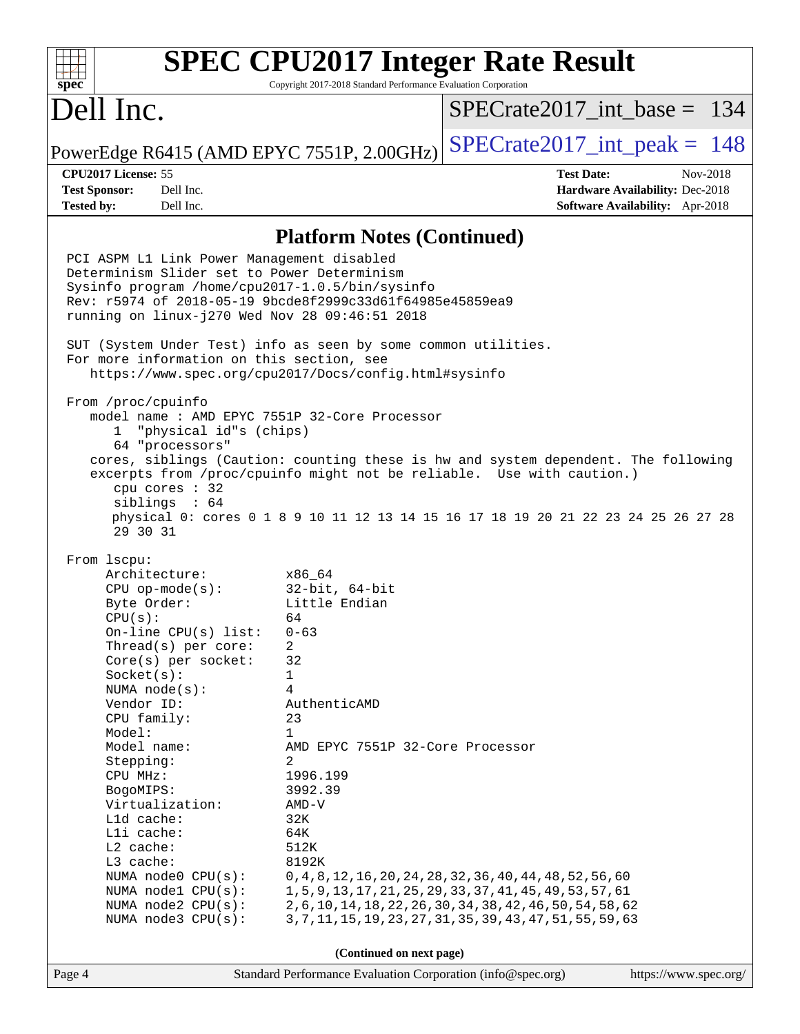## Platform Notes (Continued)

```
PCI ASPM L1 Link Power Management disabled
Determinism Slider set to Power Determinism
Sysinfo program /home/cpu2017-1.0.5/bin/sysinfo
Rev: r5974 of 2018-05-19 9bcde8f2999c33d61f64985e45859ea9
running on linux-j270 Wed Nov 28 09:46:51 2018

SUT (System Under Test) info as seen by some common utilities.
For more information on this section, see
   https://www.spec.org/cpu2017/Docs/config.html#sysinfo

From /proc/cpuinfo
   model name : AMD EPYC 7551P 32-Core Processor
      1  "physical id"s (chips)
      64 "processors"
   cores, siblings (Caution: counting these is hw and system dependent. The following
   excerpts from /proc/cpuinfo might not be reliable.  Use with caution.)
      cpu cores : 32
      siblings  : 64
      physical 0: cores 0 1 8 9 10 11 12 13 14 15 16 17 18 19 20 21 22 23 24 25 26 27 28
      29 30 31

From lscpu:
     Architecture:          x86_64
     CPU op-mode(s):        32-bit, 64-bit
     Byte Order:            Little Endian
     CPU(s):                64
     On-line CPU(s) list:   0-63
     Thread(s) per core:    2
     Core(s) per socket:    32
     Socket(s):             1
     NUMA node(s):          4
     Vendor ID:             AuthenticAMD
     CPU family:            23
     Model:                 1
     Model name:            AMD EPYC 7551P 32-Core Processor
     Stepping:              2
     CPU MHz:               1996.199
     BogoMIPS:              3992.39
     Virtualization:        AMD-V
     L1d cache:             32K
     L1i cache:             64K
     L2 cache:              512K
     L3 cache:              8192K
     NUMA node0 CPU(s):     0,4,8,12,16,20,24,28,32,36,40,44,48,52,56,60
     NUMA node1 CPU(s):     1,5,9,13,17,21,25,29,33,37,41,45,49,53,57,61
     NUMA node2 CPU(s):     2,6,10,14,18,22,26,30,34,38,42,46,50,54,58,62
     NUMA node3 CPU(s):     3,7,11,15,19,23,27,31,35,39,43,47,51,55,59,63
```

(Continued on next page)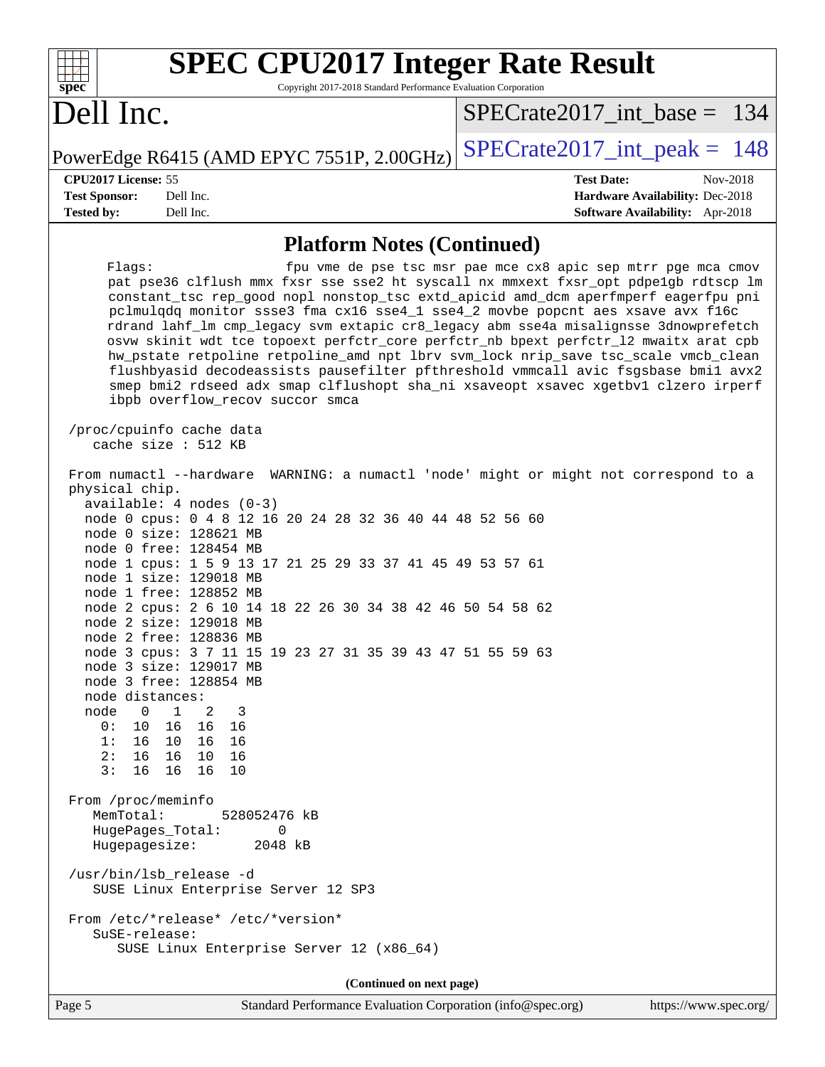## Platform Notes (Continued)

```
     Flags:                fpu vme de pse tsc msr pae mce cx8 apic sep mtrr pge mca cmov
     pat pse36 clflush mmx fxsr sse sse2 ht syscall nx mmxext fxsr_opt pdpe1gb rdtscp lm
     constant_tsc rep_good nopl nonstop_tsc extd_apicid amd_dcm aperfmperf eagerfpu pni
     pclmulqdq monitor ssse3 fma cx16 sse4_1 sse4_2 movbe popcnt aes xsave avx f16c
     rdrand lahf_lm cmp_legacy svm extapic cr8_legacy abm sse4a misalignsse 3dnowprefetch
     osvw skinit wdt tce topoext perfctr_core perfctr_nb bpext perfctr_l2 mwaitx arat cpb
     hw_pstate retpoline retpoline_amd npt lbrv svm_lock nrip_save tsc_scale vmcb_clean
     flushbyasid decodeassists pausefilter pfthreshold vmmcall avic fsgsbase bmi1 avx2
     smep bmi2 rdseed adx smap clflushopt sha_ni xsaveopt xsavec xgetbv1 clzero irperf
     ibpb overflow_recov succor smca

 /proc/cpuinfo cache data
    cache size : 512 KB

 From numactl --hardware  WARNING: a numactl 'node' might or might not correspond to a
 physical chip.
   available: 4 nodes (0-3)
   node 0 cpus: 0 4 8 12 16 20 24 28 32 36 40 44 48 52 56 60
   node 0 size: 128621 MB
   node 0 free: 128454 MB
   node 1 cpus: 1 5 9 13 17 21 25 29 33 37 41 45 49 53 57 61
   node 1 size: 129018 MB
   node 1 free: 128852 MB
   node 2 cpus: 2 6 10 14 18 22 26 30 34 38 42 46 50 54 58 62
   node 2 size: 129018 MB
   node 2 free: 128836 MB
   node 3 cpus: 3 7 11 15 19 23 27 31 35 39 43 47 51 55 59 63
   node 3 size: 129017 MB
   node 3 free: 128854 MB
   node distances:
   node   0   1   2   3
     0:  10  16  16  16
     1:  16  10  16  16
     2:  16  16  10  16
     3:  16  16  16  10

 From /proc/meminfo
    MemTotal:       528052476 kB
    HugePages_Total:       0
    Hugepagesize:       2048 kB

 /usr/bin/lsb_release -d
    SUSE Linux Enterprise Server 12 SP3

 From /etc/*release* /etc/*version*
    SuSE-release:
       SUSE Linux Enterprise Server 12 (x86_64)
```

**(Continued on next page)**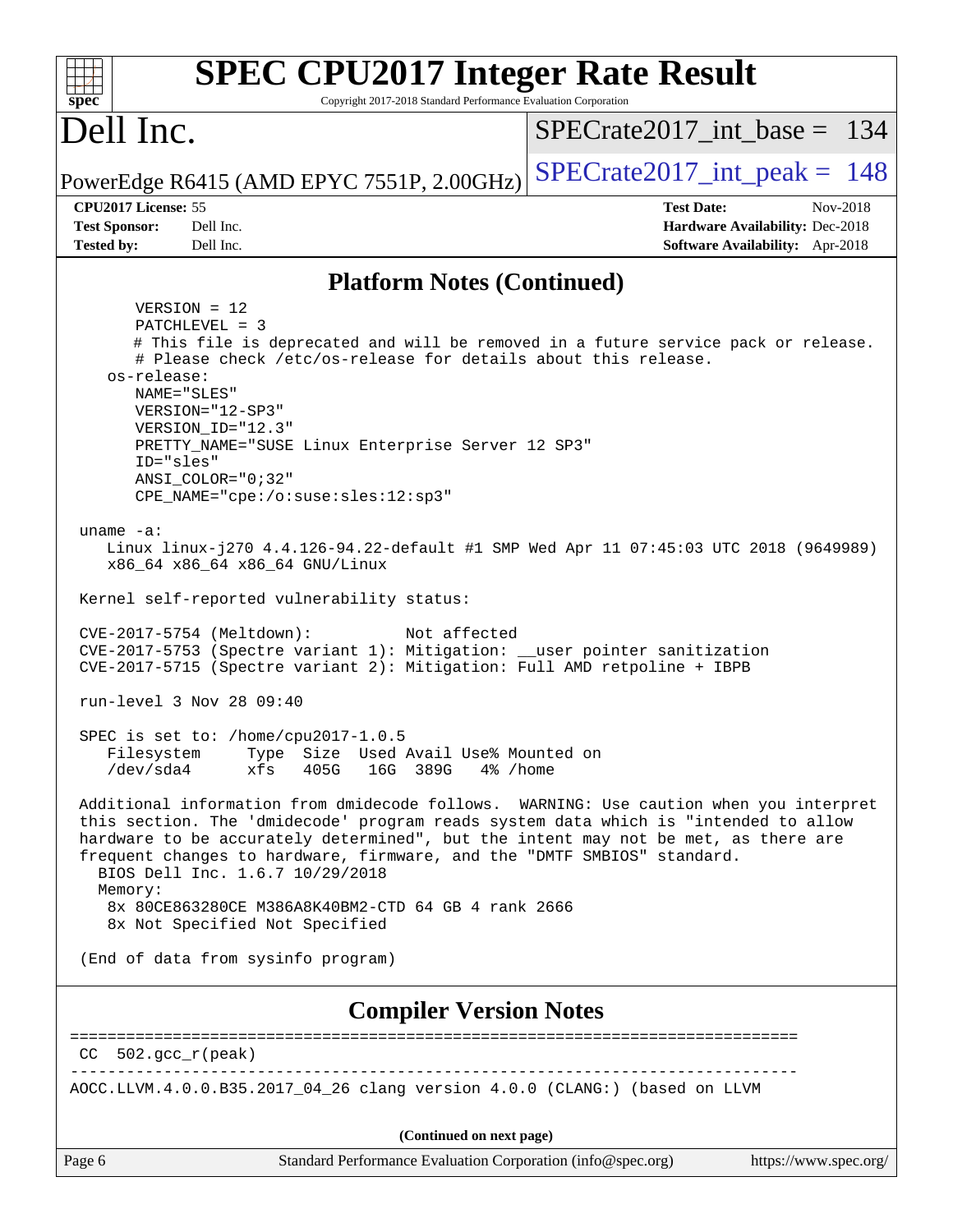# SPEC CPU2017 Integer Rate Result

Copyright 2017-2018 Standard Performance Evaluation Corporation

## Dell Inc.

PowerEdge R6415 (AMD EPYC 7551P, 2.00GHz)

SPECrate2017_int_base = 134

SPECrate2017_int_peak = 148

**CPU2017 License:** 55
**Test Sponsor:** Dell Inc.
**Tested by:** Dell Inc.

**Test Date:** Nov-2018
**Hardware Availability:** Dec-2018
**Software Availability:** Apr-2018

## Platform Notes (Continued)

```
      VERSION = 12
      PATCHLEVEL = 3
      # This file is deprecated and will be removed in a future service pack or release.
      # Please check /etc/os-release for details about this release.
   os-release:
      NAME="SLES"
      VERSION="12-SP3"
      VERSION_ID="12.3"
      PRETTY_NAME="SUSE Linux Enterprise Server 12 SP3"
      ID="sles"
      ANSI_COLOR="0;32"
      CPE_NAME="cpe:/o:suse:sles:12:sp3"

 uname -a:
    Linux linux-j270 4.4.126-94.22-default #1 SMP Wed Apr 11 07:45:03 UTC 2018 (9649989)
    x86_64 x86_64 x86_64 GNU/Linux

 Kernel self-reported vulnerability status:

 CVE-2017-5754 (Meltdown):          Not affected
 CVE-2017-5753 (Spectre variant 1): Mitigation: __user pointer sanitization
 CVE-2017-5715 (Spectre variant 2): Mitigation: Full AMD retpoline + IBPB

 run-level 3 Nov 28 09:40

 SPEC is set to: /home/cpu2017-1.0.5
    Filesystem     Type  Size  Used Avail Use% Mounted on
    /dev/sda4      xfs   405G   16G  389G   4% /home

 Additional information from dmidecode follows.  WARNING: Use caution when you interpret
 this section. The 'dmidecode' program reads system data which is "intended to allow
 hardware to be accurately determined", but the intent may not be met, as there are
 frequent changes to hardware, firmware, and the "DMTF SMBIOS" standard.
   BIOS Dell Inc. 1.6.7 10/29/2018
   Memory:
    8x 80CE863280CE M386A8K40BM2-CTD 64 GB 4 rank 2666
    8x Not Specified Not Specified

 (End of data from sysinfo program)
```

## Compiler Version Notes

```
==============================================================================
 CC  502.gcc_r(peak)
------------------------------------------------------------------------------
AOCC.LLVM.4.0.0.B35.2017_04_26 clang version 4.0.0 (CLANG:) (based on LLVM
```

(Continued on next page)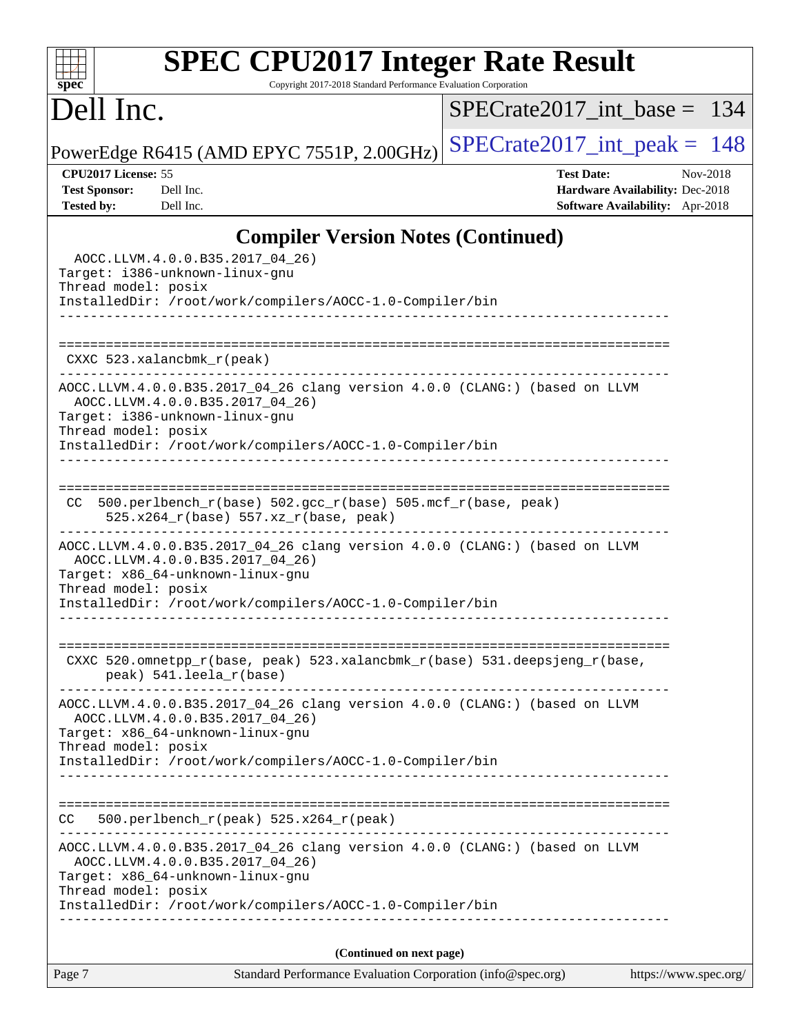## Compiler Version Notes (Continued)

```
  AOCC.LLVM.4.0.0.B35.2017_04_26)
Target: i386-unknown-linux-gnu
Thread model: posix
InstalledDir: /root/work/compilers/AOCC-1.0-Compiler/bin
------------------------------------------------------------------------------

==============================================================================
 CXXC 523.xalancbmk_r(peak)
------------------------------------------------------------------------------
AOCC.LLVM.4.0.0.B35.2017_04_26 clang version 4.0.0 (CLANG:) (based on LLVM
  AOCC.LLVM.4.0.0.B35.2017_04_26)
Target: i386-unknown-linux-gnu
Thread model: posix
InstalledDir: /root/work/compilers/AOCC-1.0-Compiler/bin
------------------------------------------------------------------------------

==============================================================================
 CC  500.perlbench_r(base) 502.gcc_r(base) 505.mcf_r(base, peak)
      525.x264_r(base) 557.xz_r(base, peak)
------------------------------------------------------------------------------
AOCC.LLVM.4.0.0.B35.2017_04_26 clang version 4.0.0 (CLANG:) (based on LLVM
  AOCC.LLVM.4.0.0.B35.2017_04_26)
Target: x86_64-unknown-linux-gnu
Thread model: posix
InstalledDir: /root/work/compilers/AOCC-1.0-Compiler/bin
------------------------------------------------------------------------------

==============================================================================
 CXXC 520.omnetpp_r(base, peak) 523.xalancbmk_r(base) 531.deepsjeng_r(base,
      peak) 541.leela_r(base)
------------------------------------------------------------------------------
AOCC.LLVM.4.0.0.B35.2017_04_26 clang version 4.0.0 (CLANG:) (based on LLVM
  AOCC.LLVM.4.0.0.B35.2017_04_26)
Target: x86_64-unknown-linux-gnu
Thread model: posix
InstalledDir: /root/work/compilers/AOCC-1.0-Compiler/bin
------------------------------------------------------------------------------

==============================================================================
CC   500.perlbench_r(peak) 525.x264_r(peak)
------------------------------------------------------------------------------
AOCC.LLVM.4.0.0.B35.2017_04_26 clang version 4.0.0 (CLANG:) (based on LLVM
  AOCC.LLVM.4.0.0.B35.2017_04_26)
Target: x86_64-unknown-linux-gnu
Thread model: posix
InstalledDir: /root/work/compilers/AOCC-1.0-Compiler/bin
------------------------------------------------------------------------------
```

**(Continued on next page)**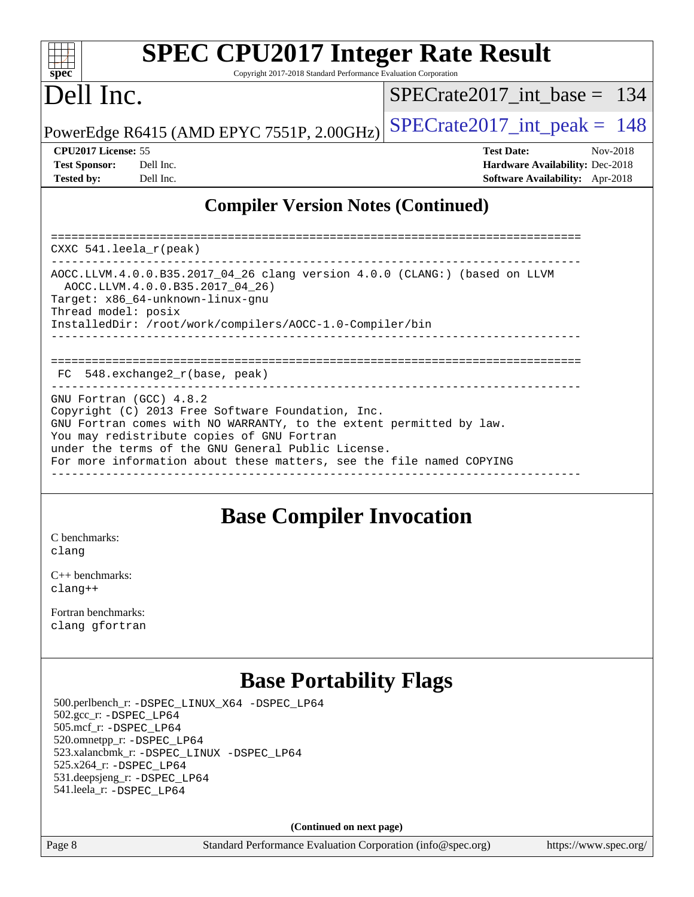## Compiler Version Notes (Continued)

```
==============================================================================
CXXC 541.leela_r(peak)
------------------------------------------------------------------------------
AOCC.LLVM.4.0.0.B35.2017_04_26 clang version 4.0.0 (CLANG:) (based on LLVM
  AOCC.LLVM.4.0.0.B35.2017_04_26)
Target: x86_64-unknown-linux-gnu
Thread model: posix
InstalledDir: /root/work/compilers/AOCC-1.0-Compiler/bin
------------------------------------------------------------------------------

==============================================================================
 FC  548.exchange2_r(base, peak)
------------------------------------------------------------------------------
GNU Fortran (GCC) 4.8.2
Copyright (C) 2013 Free Software Foundation, Inc.
GNU Fortran comes with NO WARRANTY, to the extent permitted by law.
You may redistribute copies of GNU Fortran
under the terms of the GNU General Public License.
For more information about these matters, see the file named COPYING
------------------------------------------------------------------------------
```

## Base Compiler Invocation

C benchmarks:
clang

C++ benchmarks:
clang++

Fortran benchmarks:
clang gfortran

## Base Portability Flags

500.perlbench_r: -DSPEC_LINUX_X64 -DSPEC_LP64
502.gcc_r: -DSPEC_LP64
505.mcf_r: -DSPEC_LP64
520.omnetpp_r: -DSPEC_LP64
523.xalancbmk_r: -DSPEC_LINUX -DSPEC_LP64
525.x264_r: -DSPEC_LP64
531.deepsjeng_r: -DSPEC_LP64
541.leela_r: -DSPEC_LP64

**(Continued on next page)**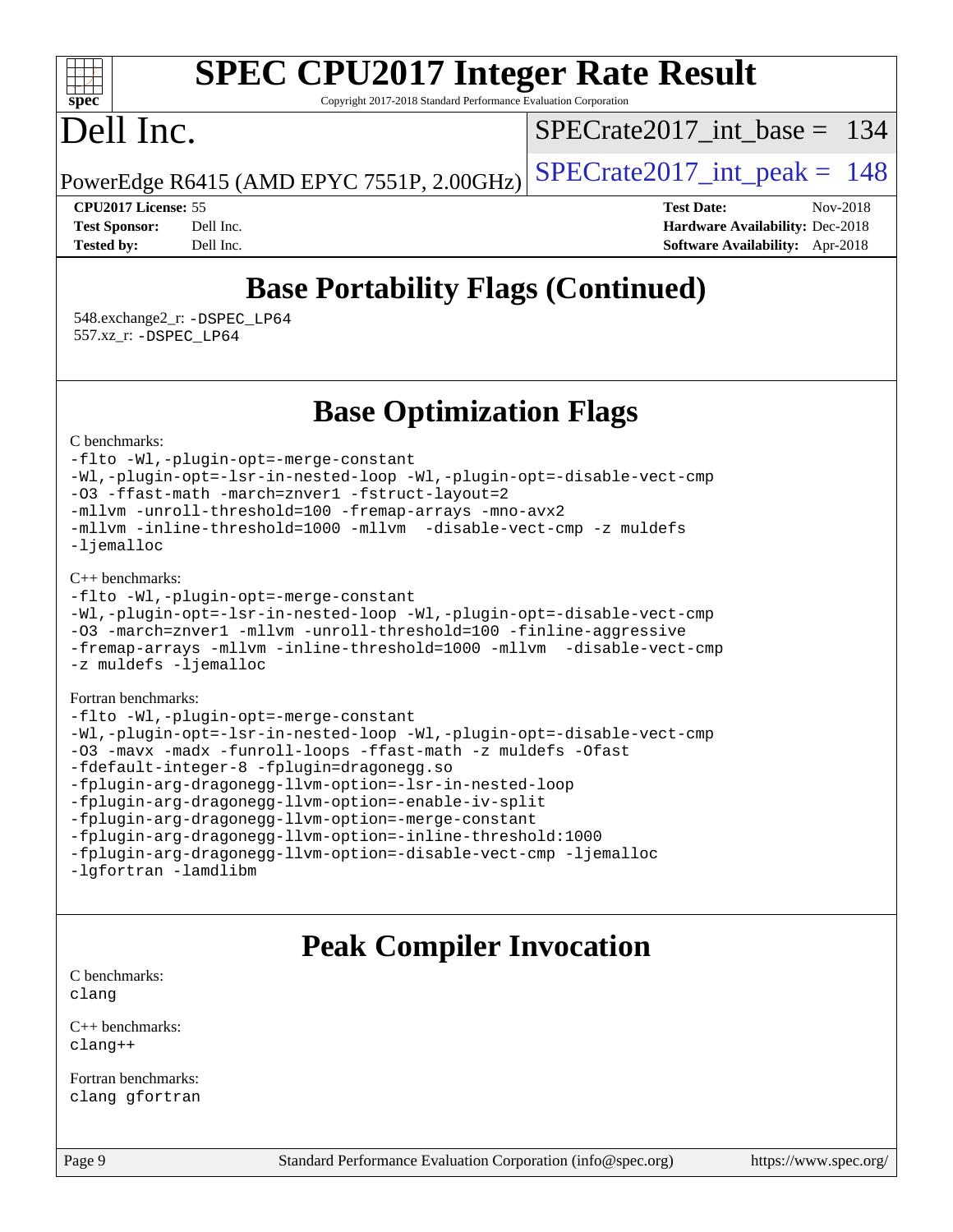# Dell Inc.

PowerEdge R6415 (AMD EPYC 7551P, 2.00GHz)

SPECrate2017_int_base = 134

SPECrate2017_int_peak = 148

**CPU2017 License:** 55
**Test Sponsor:** Dell Inc.
**Tested by:** Dell Inc.

**Test Date:** Nov-2018
**Hardware Availability:** Dec-2018
**Software Availability:** Apr-2018

## Base Portability Flags (Continued)

548.exchange2_r: -DSPEC_LP64
557.xz_r: -DSPEC_LP64

## Base Optimization Flags

C benchmarks:

```
-flto -Wl,-plugin-opt=-merge-constant
-Wl,-plugin-opt=-lsr-in-nested-loop -Wl,-plugin-opt=-disable-vect-cmp
-O3 -ffast-math -march=znver1 -fstruct-layout=2
-mllvm -unroll-threshold=100 -fremap-arrays -mno-avx2
-mllvm -inline-threshold=1000 -mllvm  -disable-vect-cmp -z muldefs
-ljemalloc
```

C++ benchmarks:

```
-flto -Wl,-plugin-opt=-merge-constant
-Wl,-plugin-opt=-lsr-in-nested-loop -Wl,-plugin-opt=-disable-vect-cmp
-O3 -march=znver1 -mllvm -unroll-threshold=100 -finline-aggressive
-fremap-arrays -mllvm -inline-threshold=1000 -mllvm  -disable-vect-cmp
-z muldefs -ljemalloc
```

Fortran benchmarks:

```
-flto -Wl,-plugin-opt=-merge-constant
-Wl,-plugin-opt=-lsr-in-nested-loop -Wl,-plugin-opt=-disable-vect-cmp
-O3 -mavx -madx -funroll-loops -ffast-math -z muldefs -Ofast
-fdefault-integer-8 -fplugin=dragonegg.so
-fplugin-arg-dragonegg-llvm-option=-lsr-in-nested-loop
-fplugin-arg-dragonegg-llvm-option=-enable-iv-split
-fplugin-arg-dragonegg-llvm-option=-merge-constant
-fplugin-arg-dragonegg-llvm-option=-inline-threshold:1000
-fplugin-arg-dragonegg-llvm-option=-disable-vect-cmp -ljemalloc
-lgfortran -lamdlibm
```

## Peak Compiler Invocation

C benchmarks:
clang

C++ benchmarks:
clang++

Fortran benchmarks:
clang gfortran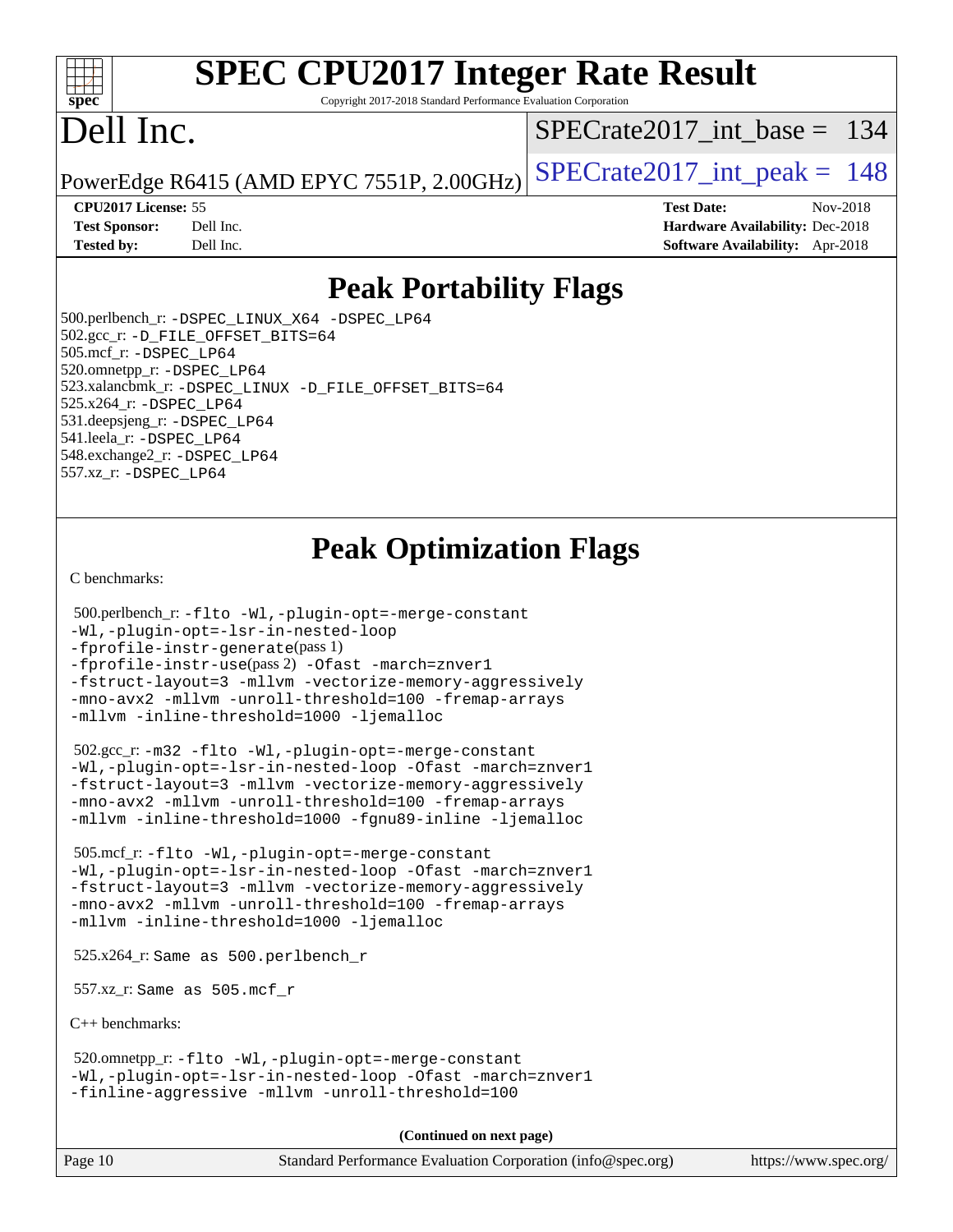# Peak Portability Flags

500.perlbench_r: -DSPEC_LINUX_X64 -DSPEC_LP64
502.gcc_r: -D_FILE_OFFSET_BITS=64
505.mcf_r: -DSPEC_LP64
520.omnetpp_r: -DSPEC_LP64
523.xalancbmk_r: -DSPEC_LINUX -D_FILE_OFFSET_BITS=64
525.x264_r: -DSPEC_LP64
531.deepsjeng_r: -DSPEC_LP64
541.leela_r: -DSPEC_LP64
548.exchange2_r: -DSPEC_LP64
557.xz_r: -DSPEC_LP64

# Peak Optimization Flags

C benchmarks:

500.perlbench_r: -flto -Wl,-plugin-opt=-merge-constant -Wl,-plugin-opt=-lsr-in-nested-loop -fprofile-instr-generate(pass 1) -fprofile-instr-use(pass 2) -Ofast -march=znver1 -fstruct-layout=3 -mllvm -vectorize-memory-aggressively -mno-avx2 -mllvm -unroll-threshold=100 -fremap-arrays -mllvm -inline-threshold=1000 -ljemalloc

502.gcc_r: -m32 -flto -Wl,-plugin-opt=-merge-constant -Wl,-plugin-opt=-lsr-in-nested-loop -Ofast -march=znver1 -fstruct-layout=3 -mllvm -vectorize-memory-aggressively -mno-avx2 -mllvm -unroll-threshold=100 -fremap-arrays -mllvm -inline-threshold=1000 -fgnu89-inline -ljemalloc

505.mcf_r: -flto -Wl,-plugin-opt=-merge-constant -Wl,-plugin-opt=-lsr-in-nested-loop -Ofast -march=znver1 -fstruct-layout=3 -mllvm -vectorize-memory-aggressively -mno-avx2 -mllvm -unroll-threshold=100 -fremap-arrays -mllvm -inline-threshold=1000 -ljemalloc

525.x264_r: Same as 500.perlbench_r

557.xz_r: Same as 505.mcf_r

C++ benchmarks:

520.omnetpp_r: -flto -Wl,-plugin-opt=-merge-constant -Wl,-plugin-opt=-lsr-in-nested-loop -Ofast -march=znver1 -finline-aggressive -mllvm -unroll-threshold=100

(Continued on next page)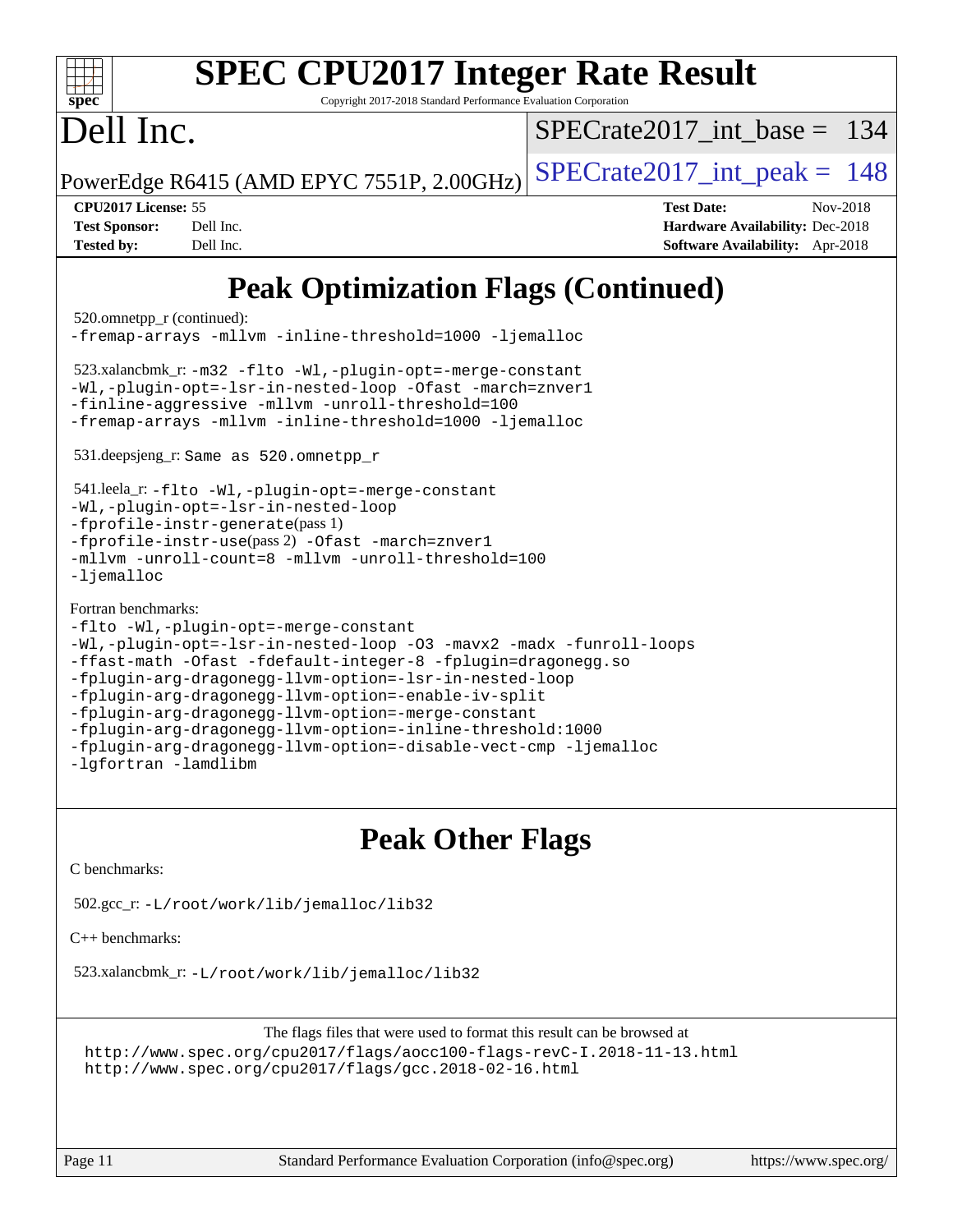# SPEC CPU2017 Integer Rate Result

Copyright 2017-2018 Standard Performance Evaluation Corporation

# Dell Inc.

PowerEdge R6415 (AMD EPYC 7551P, 2.00GHz)

SPECrate2017_int_base = 134

SPECrate2017_int_peak = 148

**CPU2017 License:** 55
**Test Sponsor:** Dell Inc.
**Tested by:** Dell Inc.

**Test Date:** Nov-2018
**Hardware Availability:** Dec-2018
**Software Availability:** Apr-2018

## Peak Optimization Flags (Continued)

520.omnetpp_r (continued):
-fremap-arrays -mllvm -inline-threshold=1000 -ljemalloc

523.xalancbmk_r: -m32 -flto -Wl,-plugin-opt=-merge-constant
-Wl,-plugin-opt=-lsr-in-nested-loop -Ofast -march=znver1
-finline-aggressive -mllvm -unroll-threshold=100
-fremap-arrays -mllvm -inline-threshold=1000 -ljemalloc

531.deepsjeng_r: Same as 520.omnetpp_r

541.leela_r: -flto -Wl,-plugin-opt=-merge-constant
-Wl,-plugin-opt=-lsr-in-nested-loop
-fprofile-instr-generate(pass 1)
-fprofile-instr-use(pass 2) -Ofast -march=znver1
-mllvm -unroll-count=8 -mllvm -unroll-threshold=100
-ljemalloc

Fortran benchmarks:
-flto -Wl,-plugin-opt=-merge-constant
-Wl,-plugin-opt=-lsr-in-nested-loop -O3 -mavx2 -madx -funroll-loops
-ffast-math -Ofast -fdefault-integer-8 -fplugin=dragonegg.so
-fplugin-arg-dragonegg-llvm-option=-lsr-in-nested-loop
-fplugin-arg-dragonegg-llvm-option=-enable-iv-split
-fplugin-arg-dragonegg-llvm-option=-merge-constant
-fplugin-arg-dragonegg-llvm-option=-inline-threshold:1000
-fplugin-arg-dragonegg-llvm-option=-disable-vect-cmp -ljemalloc
-lgfortran -lamdlibm

## Peak Other Flags

C benchmarks:

502.gcc_r: -L/root/work/lib/jemalloc/lib32

C++ benchmarks:

523.xalancbmk_r: -L/root/work/lib/jemalloc/lib32

The flags files that were used to format this result can be browsed at
http://www.spec.org/cpu2017/flags/aocc100-flags-revC-I.2018-11-13.html
http://www.spec.org/cpu2017/flags/gcc.2018-02-16.html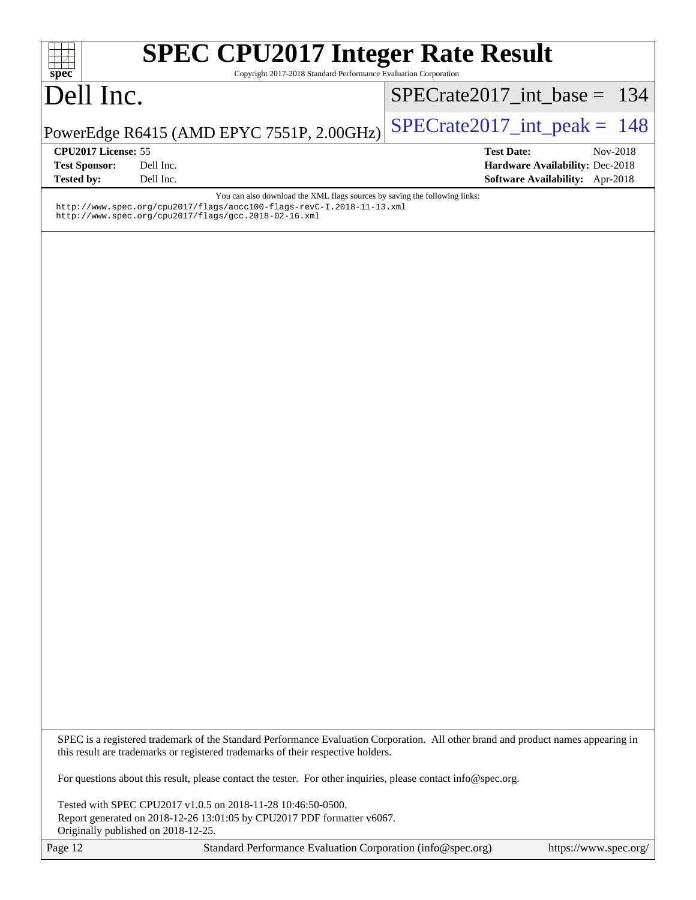# SPEC CPU2017 Integer Rate Result

Copyright 2017-2018 Standard Performance Evaluation Corporation

## Dell Inc.

PowerEdge R6415 (AMD EPYC 7551P, 2.00GHz)

SPECrate2017_int_base = 134

SPECrate2017_int_peak = 148

**CPU2017 License:** 55
**Test Sponsor:** Dell Inc.
**Tested by:** Dell Inc.

**Test Date:** Nov-2018
**Hardware Availability:** Dec-2018
**Software Availability:** Apr-2018

You can also download the XML flags sources by saving the following links:

```
http://www.spec.org/cpu2017/flags/aocc100-flags-revC-I.2018-11-13.xml
http://www.spec.org/cpu2017/flags/gcc.2018-02-16.xml
```

SPEC is a registered trademark of the Standard Performance Evaluation Corporation. All other brand and product names appearing in this result are trademarks or registered trademarks of their respective holders.

For questions about this result, please contact the tester. For other inquiries, please contact info@spec.org.

Tested with SPEC CPU2017 v1.0.5 on 2018-11-28 10:46:50-0500.
Report generated on 2018-12-26 13:01:05 by CPU2017 PDF formatter v6067.
Originally published on 2018-12-25.